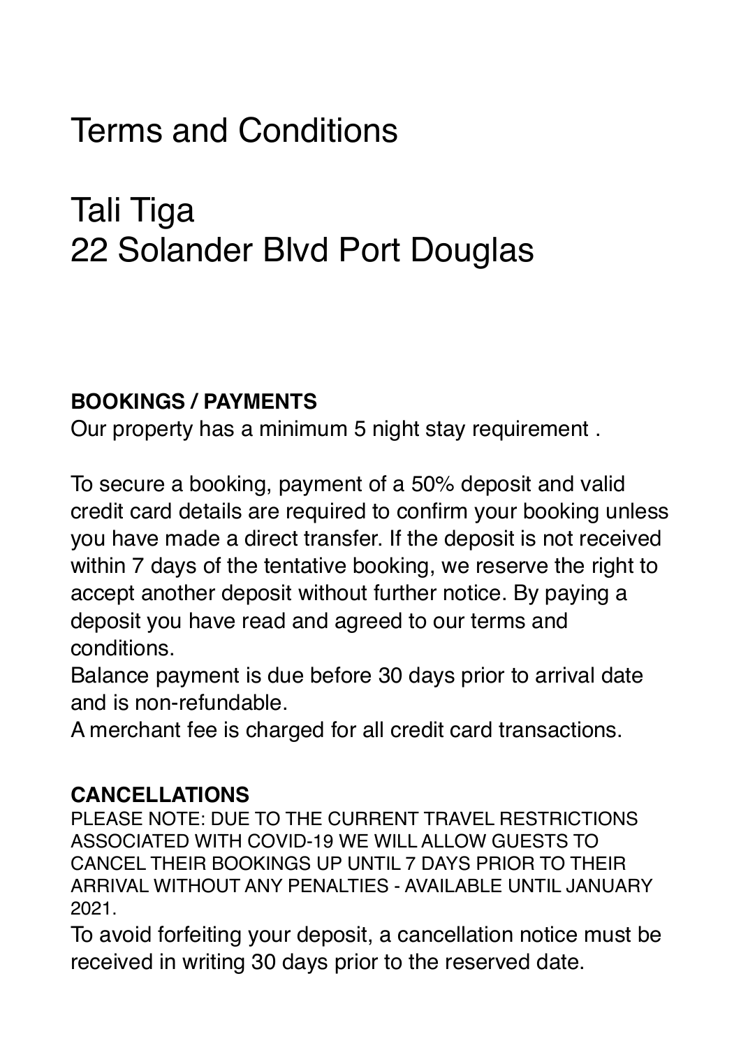# Terms and Conditions

# Tali Tiga
# 22 Solander Blvd Port Douglas

**BOOKINGS / PAYMENTS**

Our property has a minimum 5 night stay requirement .

To secure a booking, payment of a 50% deposit and valid credit card details are required to confirm your booking unless you have made a direct transfer. If the deposit is not received within 7 days of the tentative booking, we reserve the right to accept another deposit without further notice. By paying a deposit you have read and agreed to our terms and conditions.

Balance payment is due before 30 days prior to arrival date and is non-refundable.

A merchant fee is charged for all credit card transactions.

**CANCELLATIONS**

PLEASE NOTE: DUE TO THE CURRENT TRAVEL RESTRICTIONS ASSOCIATED WITH COVID-19 WE WILL ALLOW GUESTS TO CANCEL THEIR BOOKINGS UP UNTIL 7 DAYS PRIOR TO THEIR ARRIVAL WITHOUT ANY PENALTIES - AVAILABLE UNTIL JANUARY 2021.

To avoid forfeiting your deposit, a cancellation notice must be received in writing 30 days prior to the reserved date.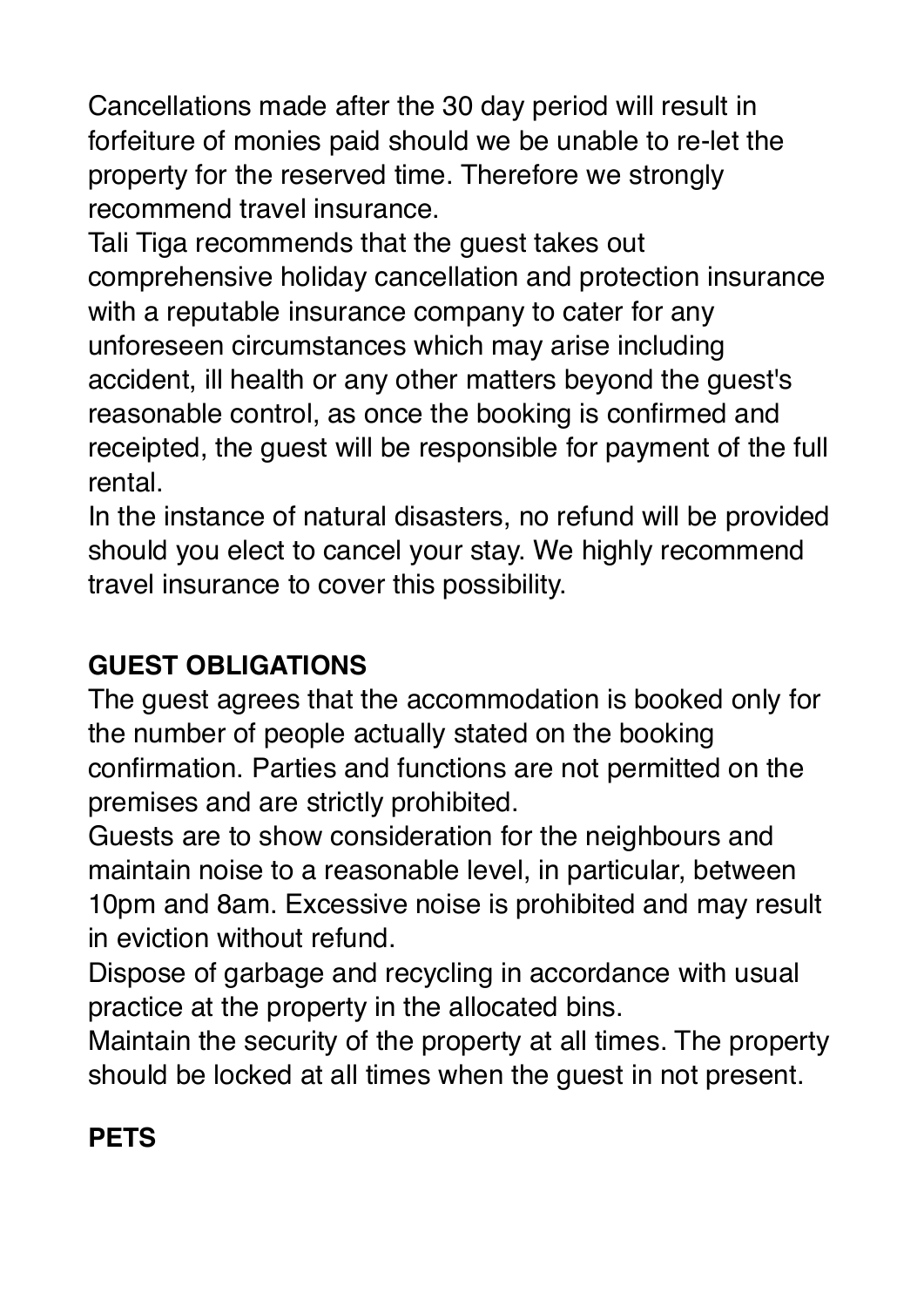Cancellations made after the 30 day period will result in forfeiture of monies paid should we be unable to re-let the property for the reserved time. Therefore we strongly recommend travel insurance.

Tali Tiga recommends that the guest takes out comprehensive holiday cancellation and protection insurance with a reputable insurance company to cater for any unforeseen circumstances which may arise including accident, ill health or any other matters beyond the guest's reasonable control, as once the booking is confirmed and receipted, the guest will be responsible for payment of the full rental.

In the instance of natural disasters, no refund will be provided should you elect to cancel your stay. We highly recommend travel insurance to cover this possibility.

**GUEST OBLIGATIONS**

The guest agrees that the accommodation is booked only for the number of people actually stated on the booking confirmation. Parties and functions are not permitted on the premises and are strictly prohibited.

Guests are to show consideration for the neighbours and maintain noise to a reasonable level, in particular, between 10pm and 8am. Excessive noise is prohibited and may result in eviction without refund.

Dispose of garbage and recycling in accordance with usual practice at the property in the allocated bins.

Maintain the security of the property at all times. The property should be locked at all times when the guest in not present.

**PETS**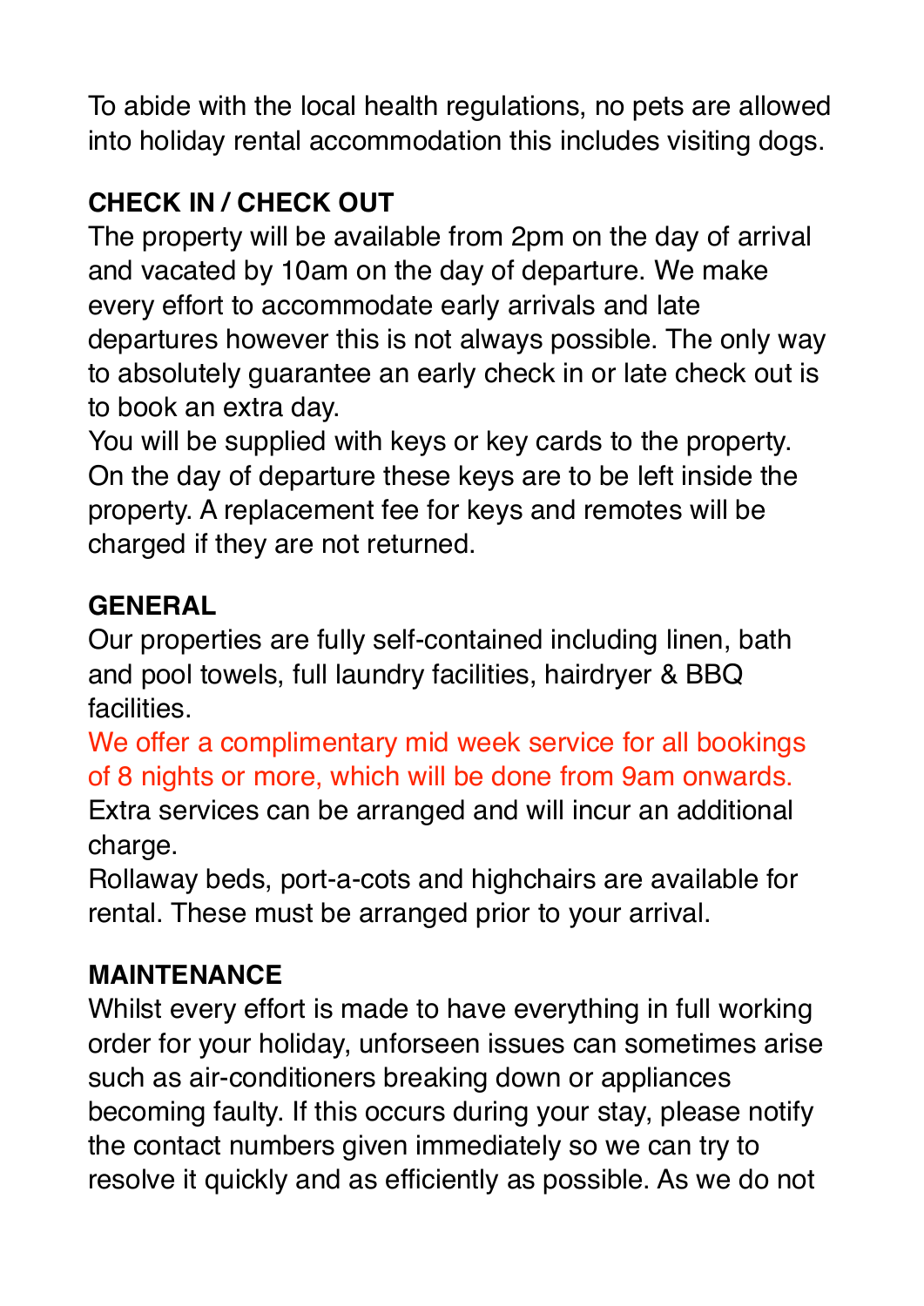To abide with the local health regulations, no pets are allowed into holiday rental accommodation this includes visiting dogs.

**CHECK IN / CHECK OUT**

The property will be available from 2pm on the day of arrival and vacated by 10am on the day of departure. We make every effort to accommodate early arrivals and late departures however this is not always possible. The only way to absolutely guarantee an early check in or late check out is to book an extra day.

You will be supplied with keys or key cards to the property. On the day of departure these keys are to be left inside the property. A replacement fee for keys and remotes will be charged if they are not returned.

**GENERAL**

Our properties are fully self-contained including linen, bath and pool towels, full laundry facilities, hairdryer & BBQ facilities.

We offer a complimentary mid week service for all bookings of 8 nights or more, which will be done from 9am onwards.

Extra services can be arranged and will incur an additional charge.

Rollaway beds, port-a-cots and highchairs are available for rental. These must be arranged prior to your arrival.

**MAINTENANCE**

Whilst every effort is made to have everything in full working order for your holiday, unforseen issues can sometimes arise such as air-conditioners breaking down or appliances becoming faulty. If this occurs during your stay, please notify the contact numbers given immediately so we can try to resolve it quickly and as efficiently as possible. As we do not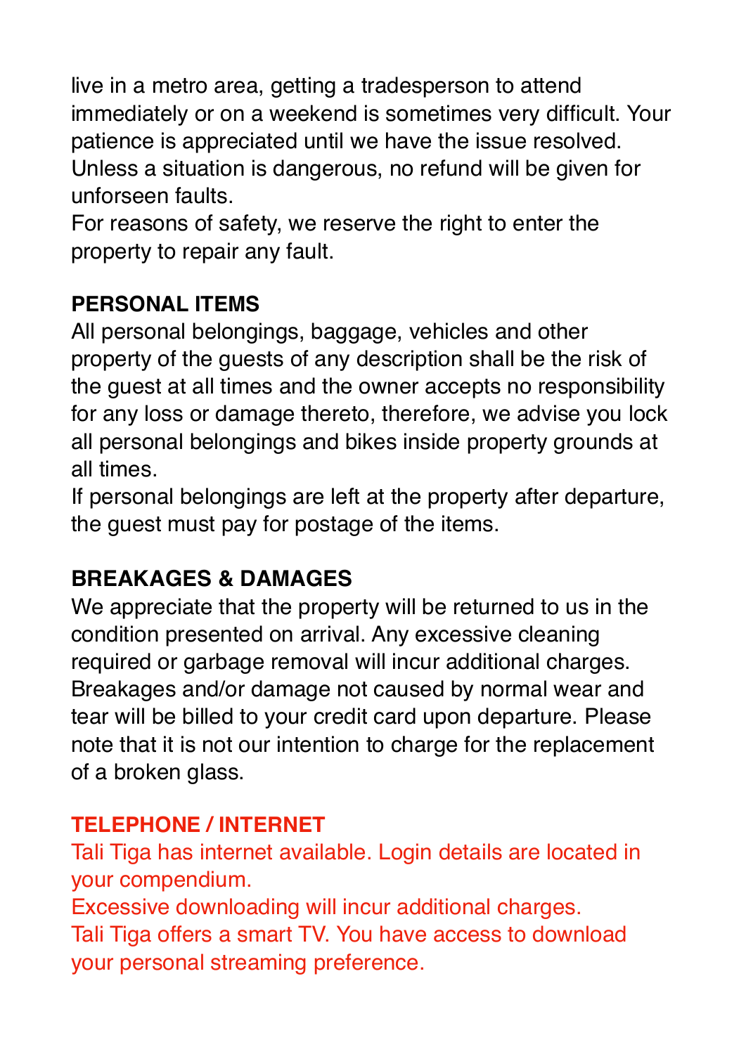live in a metro area, getting a tradesperson to attend immediately or on a weekend is sometimes very difficult. Your patience is appreciated until we have the issue resolved. Unless a situation is dangerous, no refund will be given for unforseen faults.
For reasons of safety, we reserve the right to enter the property to repair any fault.

**PERSONAL ITEMS**

All personal belongings, baggage, vehicles and other property of the guests of any description shall be the risk of the guest at all times and the owner accepts no responsibility for any loss or damage thereto, therefore, we advise you lock all personal belongings and bikes inside property grounds at all times.
If personal belongings are left at the property after departure, the guest must pay for postage of the items.

**BREAKAGES & DAMAGES**

We appreciate that the property will be returned to us in the condition presented on arrival. Any excessive cleaning required or garbage removal will incur additional charges. Breakages and/or damage not caused by normal wear and tear will be billed to your credit card upon departure. Please note that it is not our intention to charge for the replacement of a broken glass.

**TELEPHONE / INTERNET**

Tali Tiga has internet available. Login details are located in your compendium.
Excessive downloading will incur additional charges.
Tali Tiga offers a smart TV. You have access to download your personal streaming preference.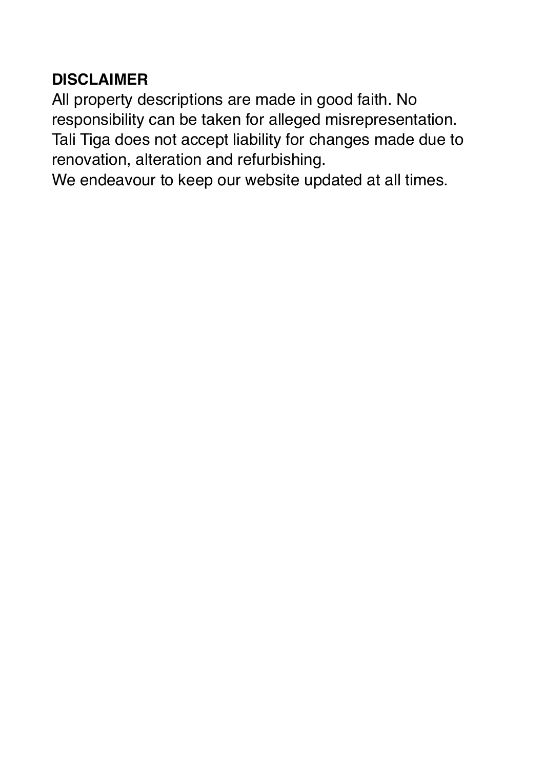**DISCLAIMER**

All property descriptions are made in good faith. No responsibility can be taken for alleged misrepresentation. Tali Tiga does not accept liability for changes made due to renovation, alteration and refurbishing.

We endeavour to keep our website updated at all times.